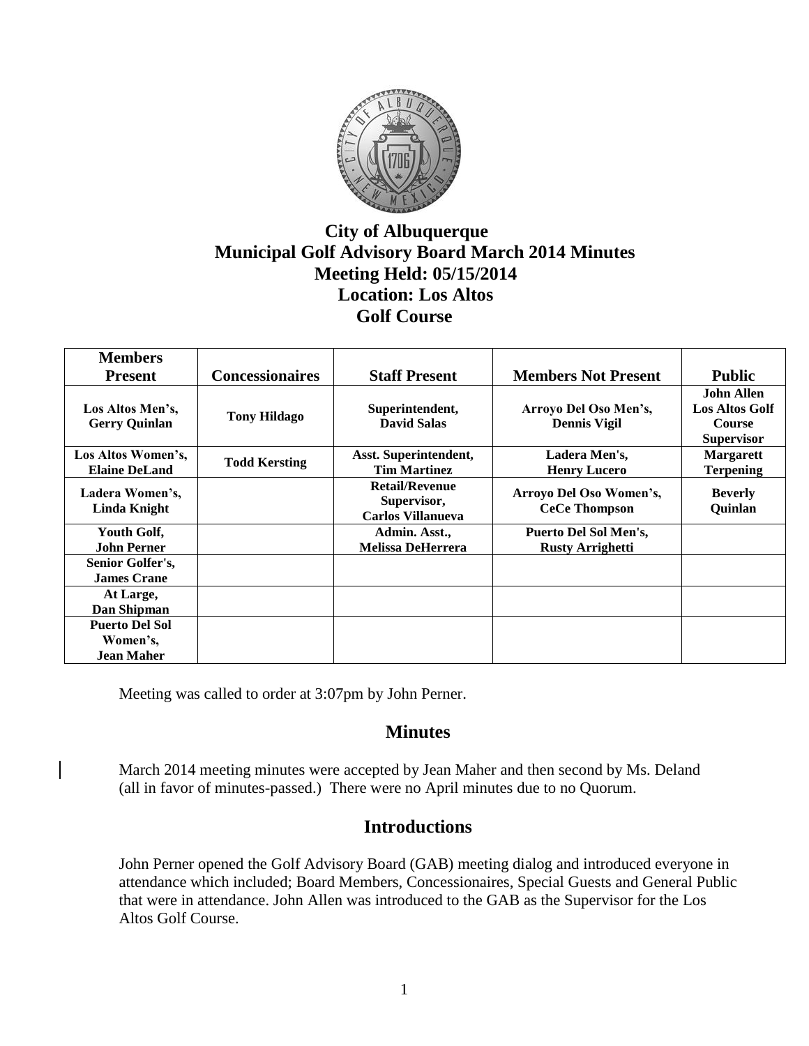# City of Albuquerque
# Municipal Golf Advisory Board March 2014 Minutes
## Meeting Held: 05/15/2014
## Location: Los Altos Golf Course

| Members Present | Concessionaires | Staff Present | Members Not Present | Public |
|---|---|---|---|---|
| Los Altos Men's, Gerry Quinlan | Tony Hildago | Superintendent, David Salas | Arroyo Del Oso Men's, Dennis Vigil | John Allen Los Altos Golf Course Supervisor |
| Los Altos Women's, Elaine DeLand | Todd Kersting | Asst. Superintendent, Tim Martinez | Ladera Men's, Henry Lucero | Margarett Terpening |
| Ladera Women's, Linda Knight | | Retail/Revenue Supervisor, Carlos Villanueva | Arroyo Del Oso Women's, CeCe Thompson | Beverly Quinlan |
| Youth Golf, John Perner | | Admin. Asst., Melissa DeHerrera | Puerto Del Sol Men's, Rusty Arrighetti | |
| Senior Golfer's, James Crane | | | | |
| At Large, Dan Shipman | | | | |
| Puerto Del Sol Women's, Jean Maher | | | | |

Meeting was called to order at 3:07pm by John Perner.

## Minutes

March 2014 meeting minutes were accepted by Jean Maher and then second by Ms. Deland (all in favor of minutes-passed.) There were no April minutes due to no Quorum.

## Introductions

John Perner opened the Golf Advisory Board (GAB) meeting dialog and introduced everyone in attendance which included; Board Members, Concessionaires, Special Guests and General Public that were in attendance. John Allen was introduced to the GAB as the Supervisor for the Los Altos Golf Course.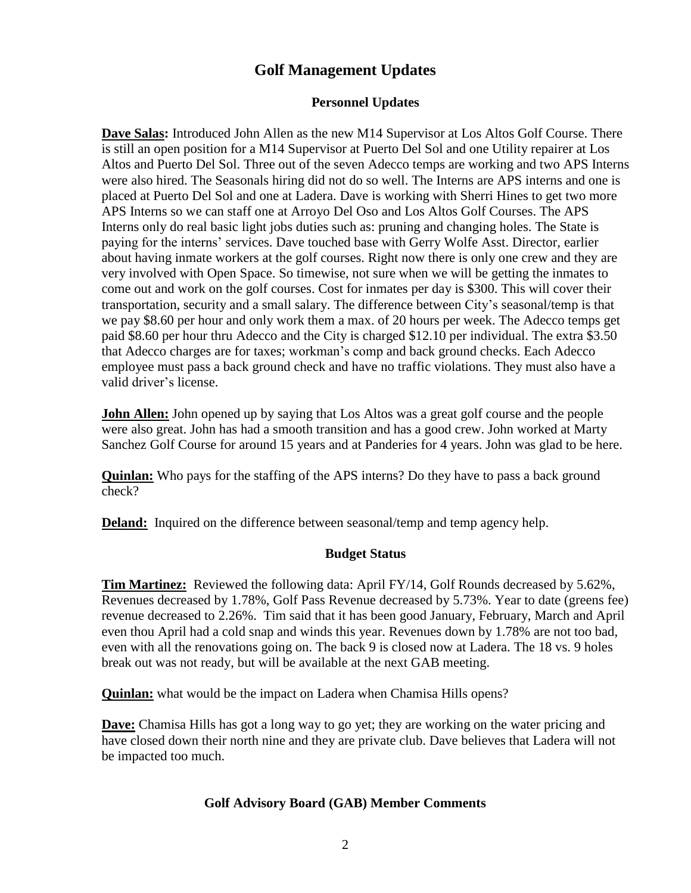# Golf Management Updates

## Personnel Updates

**Dave Salas:** Introduced John Allen as the new M14 Supervisor at Los Altos Golf Course. There is still an open position for a M14 Supervisor at Puerto Del Sol and one Utility repairer at Los Altos and Puerto Del Sol. Three out of the seven Adecco temps are working and two APS Interns were also hired. The Seasonals hiring did not do so well. The Interns are APS interns and one is placed at Puerto Del Sol and one at Ladera. Dave is working with Sherri Hines to get two more APS Interns so we can staff one at Arroyo Del Oso and Los Altos Golf Courses. The APS Interns only do real basic light jobs duties such as: pruning and changing holes. The State is paying for the interns' services. Dave touched base with Gerry Wolfe Asst. Director, earlier about having inmate workers at the golf courses. Right now there is only one crew and they are very involved with Open Space. So timewise, not sure when we will be getting the inmates to come out and work on the golf courses. Cost for inmates per day is $300. This will cover their transportation, security and a small salary. The difference between City's seasonal/temp is that we pay $8.60 per hour and only work them a max. of 20 hours per week. The Adecco temps get paid $8.60 per hour thru Adecco and the City is charged $12.10 per individual. The extra $3.50 that Adecco charges are for taxes; workman's comp and back ground checks. Each Adecco employee must pass a back ground check and have no traffic violations. They must also have a valid driver's license.

**John Allen:** John opened up by saying that Los Altos was a great golf course and the people were also great. John has had a smooth transition and has a good crew. John worked at Marty Sanchez Golf Course for around 15 years and at Panderies for 4 years. John was glad to be here.

**Quinlan:** Who pays for the staffing of the APS interns? Do they have to pass a back ground check?

**Deland:** Inquired on the difference between seasonal/temp and temp agency help.

## Budget Status

**Tim Martinez:** Reviewed the following data: April FY/14, Golf Rounds decreased by 5.62%, Revenues decreased by 1.78%, Golf Pass Revenue decreased by 5.73%. Year to date (greens fee) revenue decreased to 2.26%. Tim said that it has been good January, February, March and April even thou April had a cold snap and winds this year. Revenues down by 1.78% are not too bad, even with all the renovations going on. The back 9 is closed now at Ladera. The 18 vs. 9 holes break out was not ready, but will be available at the next GAB meeting.

**Quinlan:** what would be the impact on Ladera when Chamisa Hills opens?

**Dave:** Chamisa Hills has got a long way to go yet; they are working on the water pricing and have closed down their north nine and they are private club. Dave believes that Ladera will not be impacted too much.

## Golf Advisory Board (GAB) Member Comments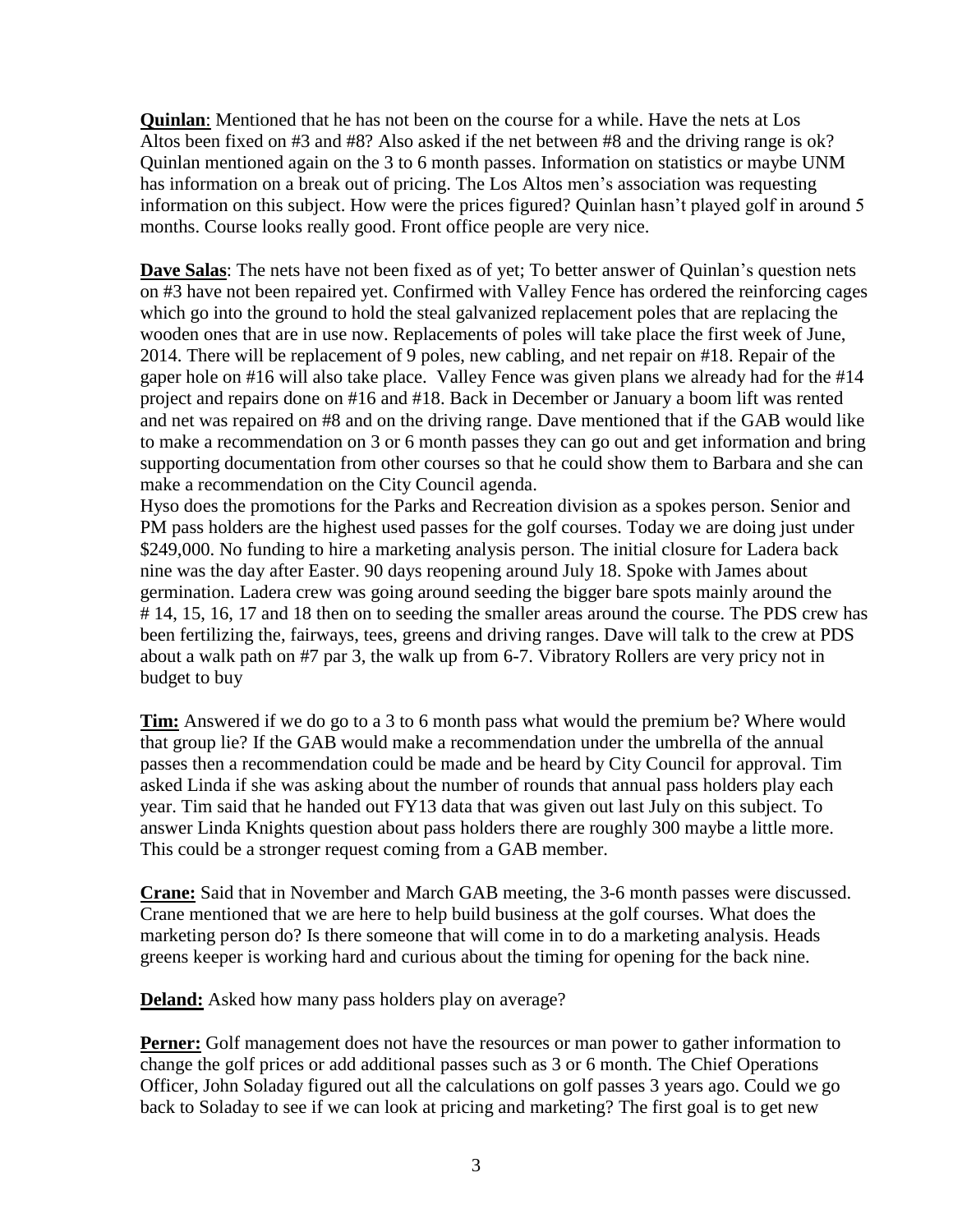**Quinlan**: Mentioned that he has not been on the course for a while. Have the nets at Los Altos been fixed on #3 and #8? Also asked if the net between #8 and the driving range is ok? Quinlan mentioned again on the 3 to 6 month passes. Information on statistics or maybe UNM has information on a break out of pricing. The Los Altos men's association was requesting information on this subject. How were the prices figured? Quinlan hasn't played golf in around 5 months. Course looks really good. Front office people are very nice.

**Dave Salas**: The nets have not been fixed as of yet; To better answer of Quinlan's question nets on #3 have not been repaired yet. Confirmed with Valley Fence has ordered the reinforcing cages which go into the ground to hold the steal galvanized replacement poles that are replacing the wooden ones that are in use now. Replacements of poles will take place the first week of June, 2014. There will be replacement of 9 poles, new cabling, and net repair on #18. Repair of the gaper hole on #16 will also take place. Valley Fence was given plans we already had for the #14 project and repairs done on #16 and #18. Back in December or January a boom lift was rented and net was repaired on #8 and on the driving range. Dave mentioned that if the GAB would like to make a recommendation on 3 or 6 month passes they can go out and get information and bring supporting documentation from other courses so that he could show them to Barbara and she can make a recommendation on the City Council agenda.
Hyso does the promotions for the Parks and Recreation division as a spokes person. Senior and PM pass holders are the highest used passes for the golf courses. Today we are doing just under $249,000. No funding to hire a marketing analysis person. The initial closure for Ladera back nine was the day after Easter. 90 days reopening around July 18. Spoke with James about germination. Ladera crew was going around seeding the bigger bare spots mainly around the # 14, 15, 16, 17 and 18 then on to seeding the smaller areas around the course. The PDS crew has been fertilizing the, fairways, tees, greens and driving ranges. Dave will talk to the crew at PDS about a walk path on #7 par 3, the walk up from 6-7. Vibratory Rollers are very pricy not in budget to buy

**Tim:** Answered if we do go to a 3 to 6 month pass what would the premium be? Where would that group lie? If the GAB would make a recommendation under the umbrella of the annual passes then a recommendation could be made and be heard by City Council for approval. Tim asked Linda if she was asking about the number of rounds that annual pass holders play each year. Tim said that he handed out FY13 data that was given out last July on this subject. To answer Linda Knights question about pass holders there are roughly 300 maybe a little more. This could be a stronger request coming from a GAB member.

**Crane:** Said that in November and March GAB meeting, the 3-6 month passes were discussed. Crane mentioned that we are here to help build business at the golf courses. What does the marketing person do? Is there someone that will come in to do a marketing analysis. Heads greens keeper is working hard and curious about the timing for opening for the back nine.

**Deland:** Asked how many pass holders play on average?

**Perner:** Golf management does not have the resources or man power to gather information to change the golf prices or add additional passes such as 3 or 6 month. The Chief Operations Officer, John Soladay figured out all the calculations on golf passes 3 years ago. Could we go back to Soladay to see if we can look at pricing and marketing? The first goal is to get new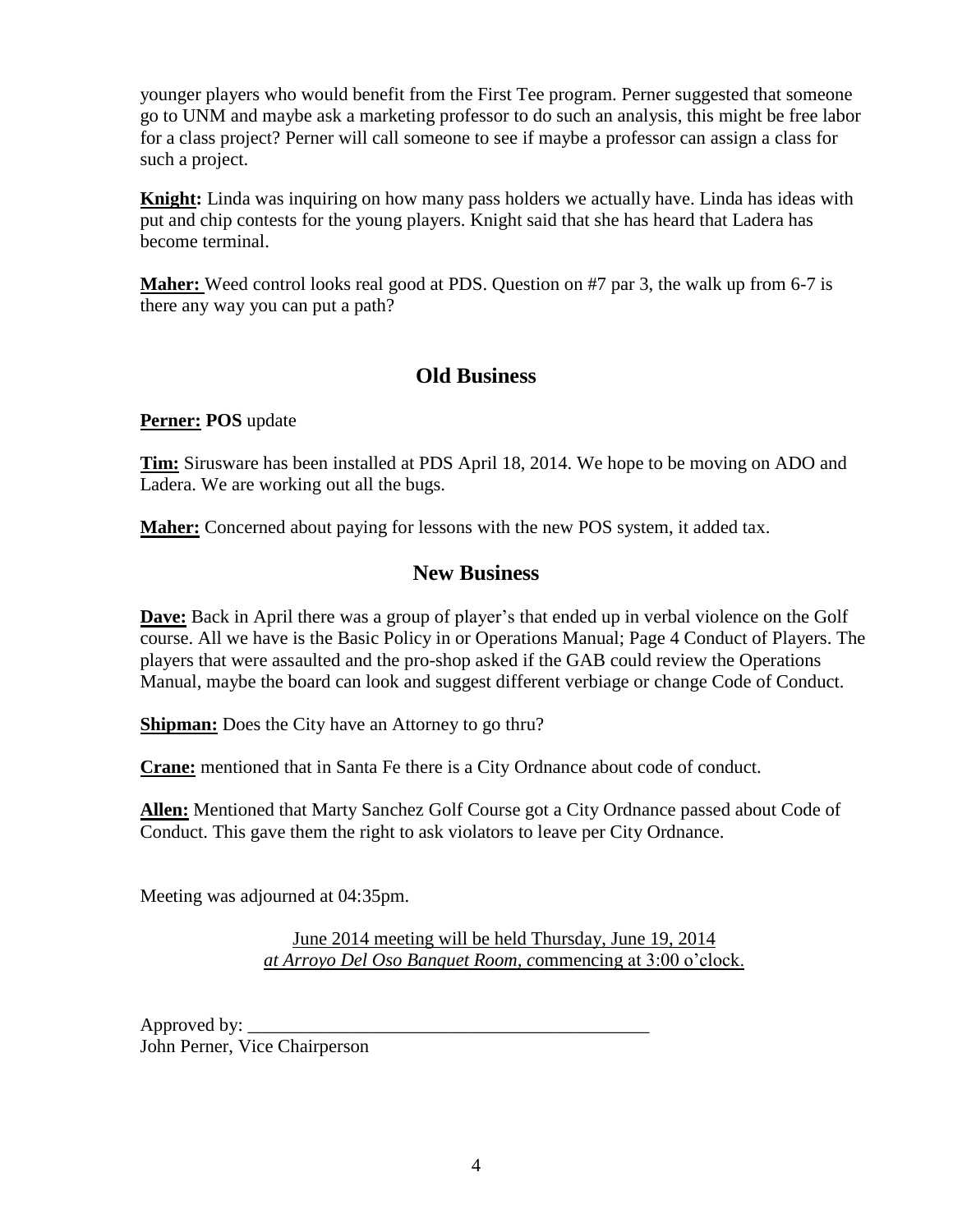younger players who would benefit from the First Tee program. Perner suggested that someone go to UNM and maybe ask a marketing professor to do such an analysis, this might be free labor for a class project? Perner will call someone to see if maybe a professor can assign a class for such a project.

**Knight:** Linda was inquiring on how many pass holders we actually have. Linda has ideas with put and chip contests for the young players. Knight said that she has heard that Ladera has become terminal.

**Maher:** Weed control looks real good at PDS. Question on #7 par 3, the walk up from 6-7 is there any way you can put a path?

## Old Business

**Perner: POS** update

**Tim:** Sirusware has been installed at PDS April 18, 2014. We hope to be moving on ADO and Ladera. We are working out all the bugs.

**Maher:** Concerned about paying for lessons with the new POS system, it added tax.

## New Business

**Dave:** Back in April there was a group of player's that ended up in verbal violence on the Golf course. All we have is the Basic Policy in or Operations Manual; Page 4 Conduct of Players. The players that were assaulted and the pro-shop asked if the GAB could review the Operations Manual, maybe the board can look and suggest different verbiage or change Code of Conduct.

**Shipman:** Does the City have an Attorney to go thru?

**Crane:** mentioned that in Santa Fe there is a City Ordnance about code of conduct.

**Allen:** Mentioned that Marty Sanchez Golf Course got a City Ordnance passed about Code of Conduct. This gave them the right to ask violators to leave per City Ordnance.

Meeting was adjourned at 04:35pm.

June 2014 meeting will be held Thursday, June 19, 2014
*at Arroyo Del Oso Banquet Room, c*ommencing at 3:00 o'clock.

Approved by: ____________________________________________
John Perner, Vice Chairperson